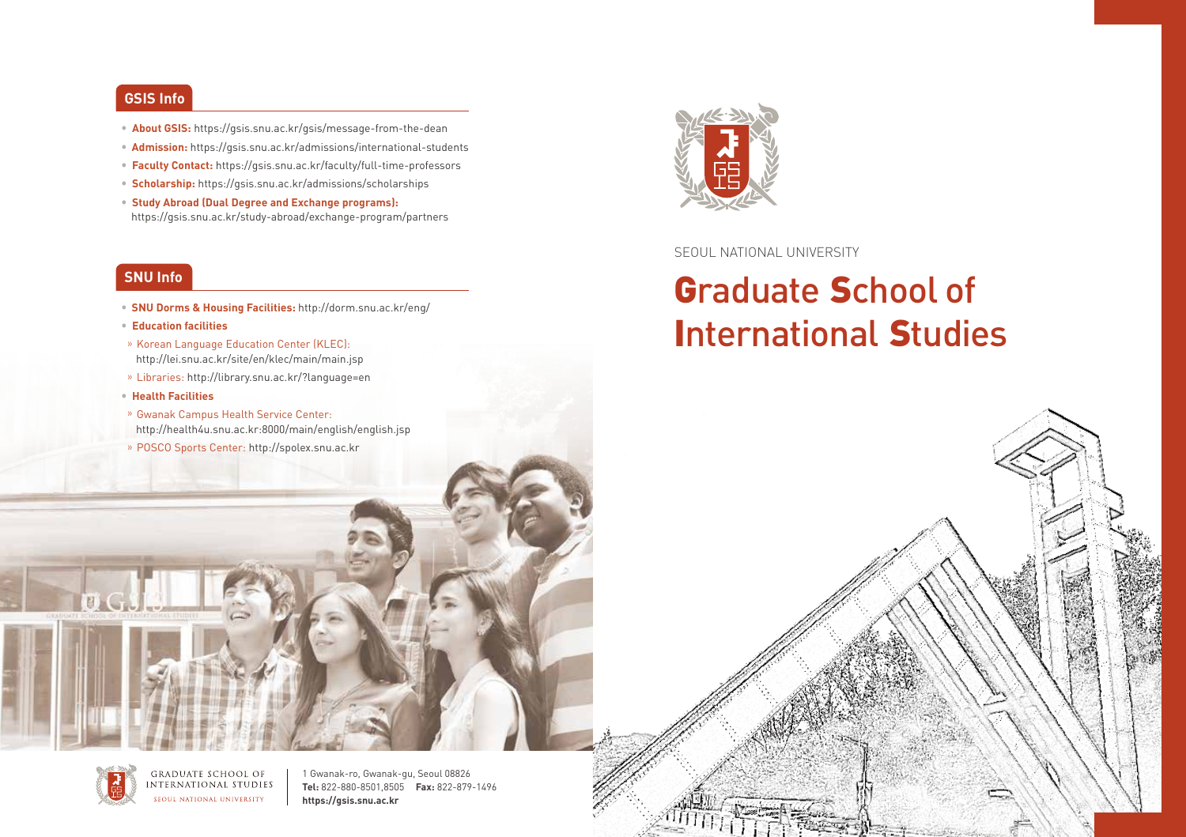## GSIS Info

- **About GSIS:** https://gsis.snu.ac.kr/gsis/message-from-the-dean
- **Admission:** https://gsis.snu.ac.kr/admissions/international-students
- **Faculty Contact:** https://gsis.snu.ac.kr/faculty/full-time-professors
- **Scholarship:** https://gsis.snu.ac.kr/admissions/scholarships
- **Study Abroad (Dual Degree and Exchange programs):** https://gsis.snu.ac.kr/study-abroad/exchange-program/partners

## SNU Info

- **SNU Dorms & Housing Facilities:** http://dorm.snu.ac.kr/eng/
- **Education facilities**
  - Korean Language Education Center (KLEC): http://lei.snu.ac.kr/site/en/klec/main/main.jsp
  - Libraries: http://library.snu.ac.kr/?language=en
- **Health Facilities**
  - Gwanak Campus Health Service Center: http://health4u.snu.ac.kr:8000/main/english/english.jsp
  - POSCO Sports Center: http://spolex.snu.ac.kr

GRADUATE SCHOOL OF INTERNATIONAL STUDIES
SEOUL NATIONAL UNIVERSITY

1 Gwanak-ro, Gwanak-gu, Seoul 08826
**Tel:** 822-880-8501,8505 **Fax:** 822-879-1496
**https://gsis.snu.ac.kr**

SEOUL NATIONAL UNIVERSITY

# Graduate School of International Studies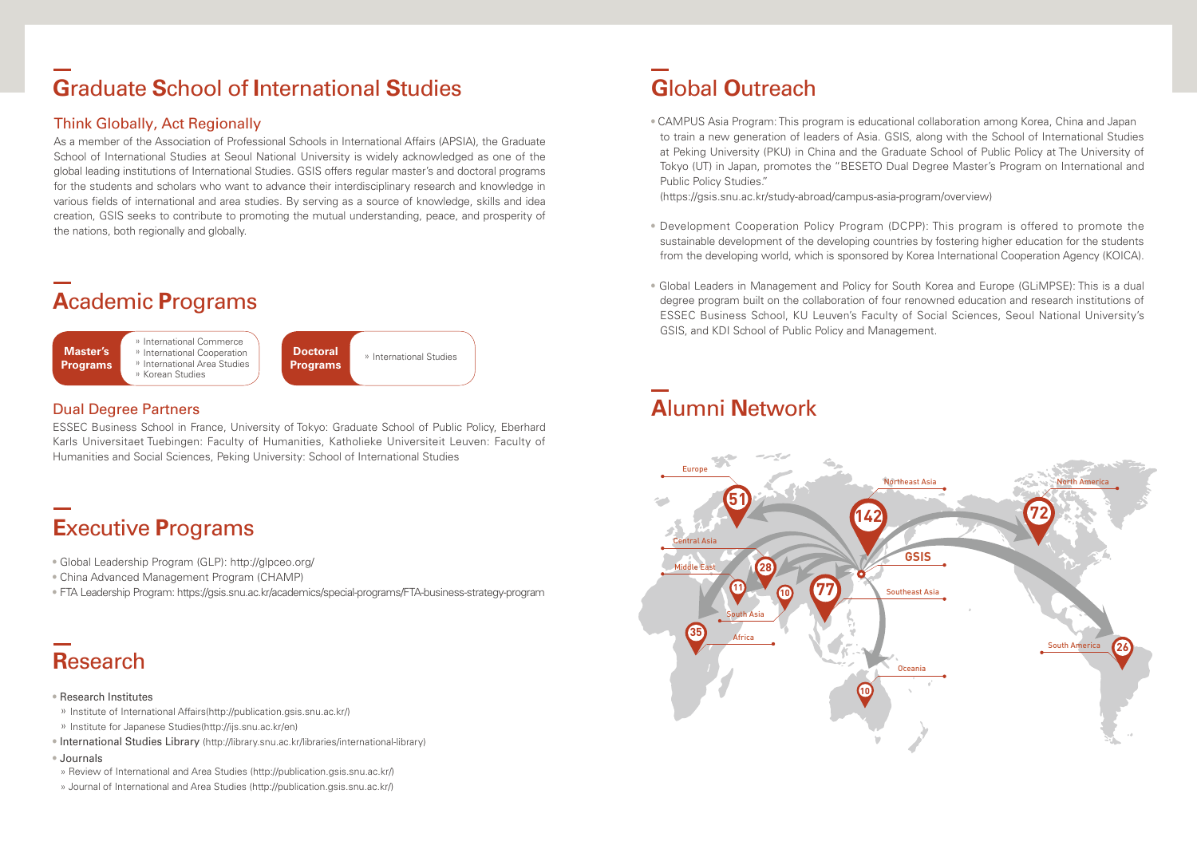# Graduate School of International Studies

## Think Globally, Act Regionally

As a member of the Association of Professional Schools in International Affairs (APSIA), the Graduate School of International Studies at Seoul National University is widely acknowledged as one of the global leading institutions of International Studies. GSIS offers regular master's and doctoral programs for the students and scholars who want to advance their interdisciplinary research and knowledge in various fields of international and area studies. By serving as a source of knowledge, skills and idea creation, GSIS seeks to contribute to promoting the mutual understanding, peace, and prosperity of the nations, both regionally and globally.

# Academic Programs

**Master's Programs**
- International Commerce
- International Cooperation
- International Area Studies
- Korean Studies

**Doctoral Programs**
- International Studies

## Dual Degree Partners

ESSEC Business School in France, University of Tokyo: Graduate School of Public Policy, Eberhard Karls Universitaet Tuebingen: Faculty of Humanities, Katholieke Universiteit Leuven: Faculty of Humanities and Social Sciences, Peking University: School of International Studies

# Executive Programs

- Global Leadership Program (GLP): http://glpceo.org/
- China Advanced Management Program (CHAMP)
- FTA Leadership Program: https://gsis.snu.ac.kr/academics/special-programs/FTA-business-strategy-program

# Research

- Research Institutes
  - Institute of International Affairs(http://publication.gsis.snu.ac.kr/)
  - Institute for Japanese Studies(http://ijs.snu.ac.kr/en)
- International Studies Library (http://library.snu.ac.kr/libraries/international-library)
- Journals
  - Review of International and Area Studies (http://publication.gsis.snu.ac.kr/)
  - Journal of International and Area Studies (http://publication.gsis.snu.ac.kr/)

# Global Outreach

- CAMPUS Asia Program: This program is educational collaboration among Korea, China and Japan to train a new generation of leaders of Asia. GSIS, along with the School of International Studies at Peking University (PKU) in China and the Graduate School of Public Policy at The University of Tokyo (UT) in Japan, promotes the "BESETO Dual Degree Master's Program on International and Public Policy Studies."
(https://gsis.snu.ac.kr/study-abroad/campus-asia-program/overview)
- Development Cooperation Policy Program (DCPP): This program is offered to promote the sustainable development of the developing countries by fostering higher education for the students from the developing world, which is sponsored by Korea International Cooperation Agency (KOICA).
- Global Leaders in Management and Policy for South Korea and Europe (GLiMPSE): This is a dual degree program built on the collaboration of four renowned education and research institutions of ESSEC Business School, KU Leuven's Faculty of Social Sciences, Seoul National University's GSIS, and KDI School of Public Policy and Management.

# Alumni Network

| Region | Alumni |
|---|---|
| Europe | 51 |
| Northeast Asia | 142 |
| North America | 72 |
| Central Asia | 11 |
| Middle East | 28 |
| South Asia | 10 |
| Southeast Asia | 77 |
| Africa | 35 |
| South America | 26 |
| Oceania | 10 |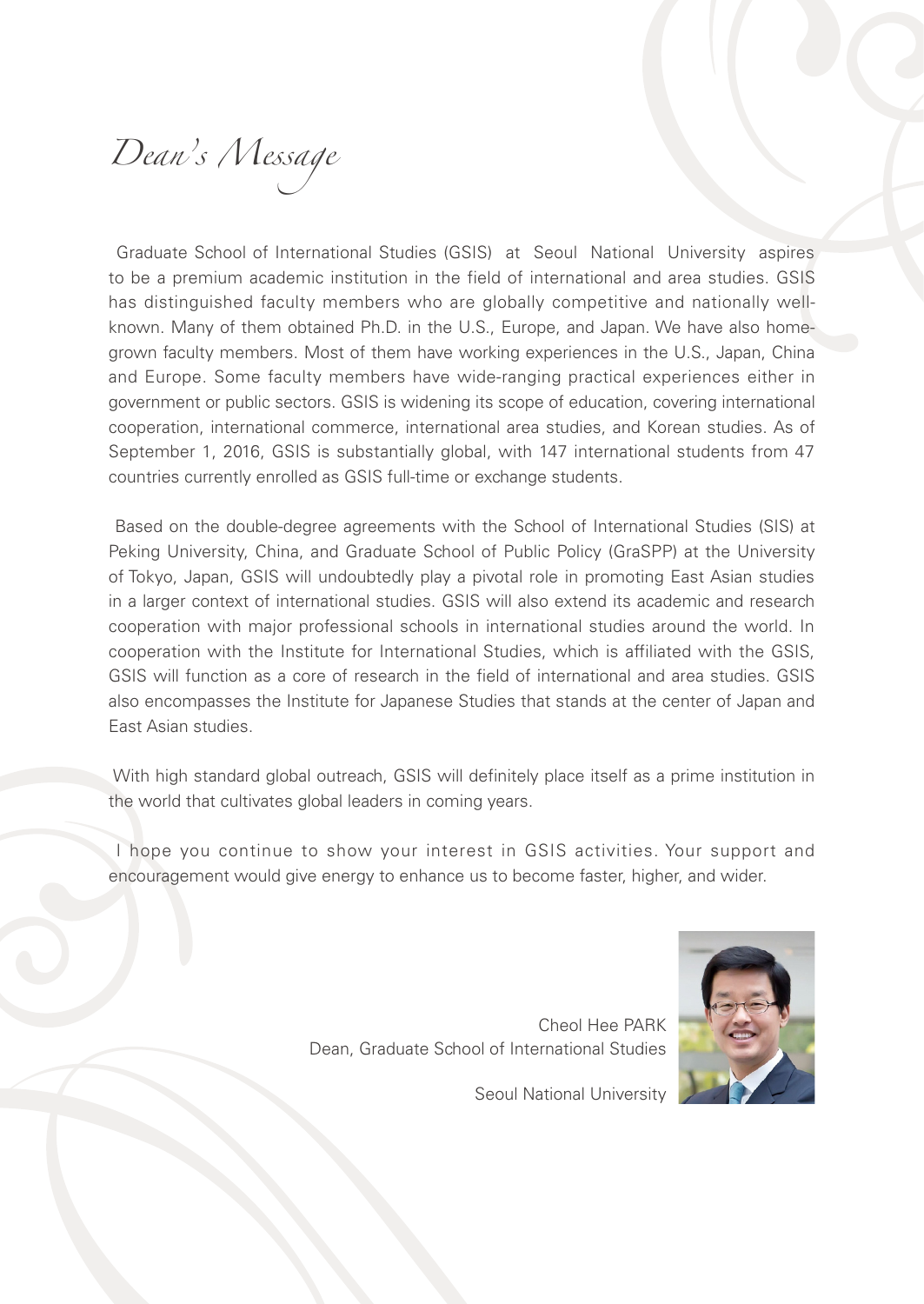# *Dean's Message*

Graduate School of International Studies (GSIS) at Seoul National University aspires to be a premium academic institution in the field of international and area studies. GSIS has distinguished faculty members who are globally competitive and nationally well-known. Many of them obtained Ph.D. in the U.S., Europe, and Japan. We have also home-grown faculty members. Most of them have working experiences in the U.S., Japan, China and Europe. Some faculty members have wide-ranging practical experiences either in government or public sectors. GSIS is widening its scope of education, covering international cooperation, international commerce, international area studies, and Korean studies. As of September 1, 2016, GSIS is substantially global, with 147 international students from 47 countries currently enrolled as GSIS full-time or exchange students.

Based on the double-degree agreements with the School of International Studies (SIS) at Peking University, China, and Graduate School of Public Policy (GraSPP) at the University of Tokyo, Japan, GSIS will undoubtedly play a pivotal role in promoting East Asian studies in a larger context of international studies. GSIS will also extend its academic and research cooperation with major professional schools in international studies around the world. In cooperation with the Institute for International Studies, which is affiliated with the GSIS, GSIS will function as a core of research in the field of international and area studies. GSIS also encompasses the Institute for Japanese Studies that stands at the center of Japan and East Asian studies.

With high standard global outreach, GSIS will definitely place itself as a prime institution in the world that cultivates global leaders in coming years.

I hope you continue to show your interest in GSIS activities. Your support and encouragement would give energy to enhance us to become faster, higher, and wider.

Cheol Hee PARK
Dean, Graduate School of International Studies

Seoul National University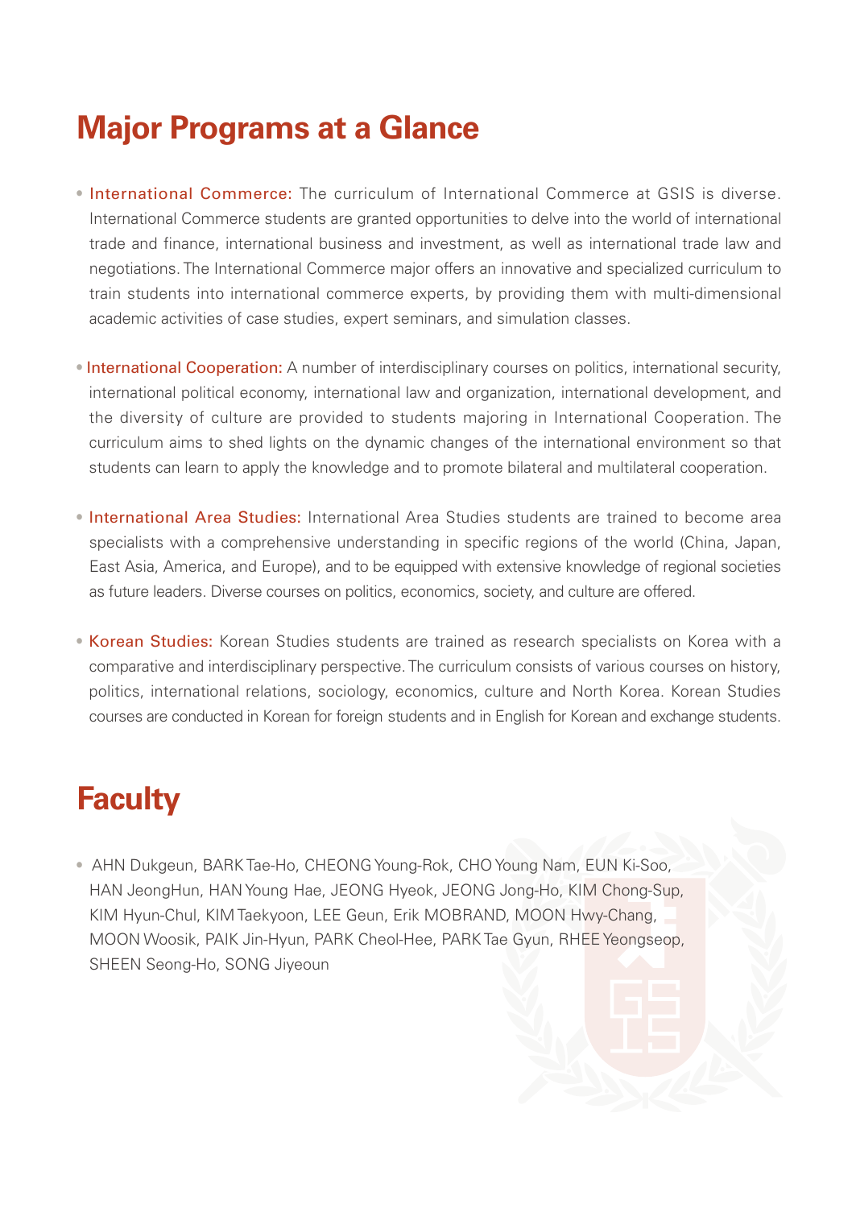# Major Programs at a Glance

- International Commerce: The curriculum of International Commerce at GSIS is diverse. International Commerce students are granted opportunities to delve into the world of international trade and finance, international business and investment, as well as international trade law and negotiations. The International Commerce major offers an innovative and specialized curriculum to train students into international commerce experts, by providing them with multi-dimensional academic activities of case studies, expert seminars, and simulation classes.

- International Cooperation: A number of interdisciplinary courses on politics, international security, international political economy, international law and organization, international development, and the diversity of culture are provided to students majoring in International Cooperation. The curriculum aims to shed lights on the dynamic changes of the international environment so that students can learn to apply the knowledge and to promote bilateral and multilateral cooperation.

- International Area Studies: International Area Studies students are trained to become area specialists with a comprehensive understanding in specific regions of the world (China, Japan, East Asia, America, and Europe), and to be equipped with extensive knowledge of regional societies as future leaders. Diverse courses on politics, economics, society, and culture are offered.

- Korean Studies: Korean Studies students are trained as research specialists on Korea with a comparative and interdisciplinary perspective. The curriculum consists of various courses on history, politics, international relations, sociology, economics, culture and North Korea. Korean Studies courses are conducted in Korean for foreign students and in English for Korean and exchange students.

# Faculty

- AHN Dukgeun, BARK Tae-Ho, CHEONG Young-Rok, CHO Young Nam, EUN Ki-Soo, HAN JeongHun, HAN Young Hae, JEONG Hyeok, JEONG Jong-Ho, KIM Chong-Sup, KIM Hyun-Chul, KIM Taekyoon, LEE Geun, Erik MOBRAND, MOON Hwy-Chang, MOON Woosik, PAIK Jin-Hyun, PARK Cheol-Hee, PARK Tae Gyun, RHEE Yeongseop, SHEEN Seong-Ho, SONG Jiyeoun